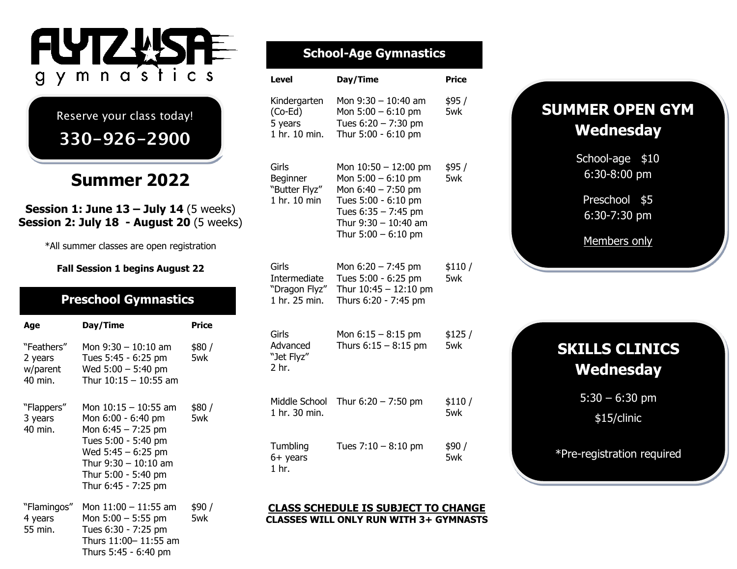# FLYZ USA gymnastics

Reserve your class today!

**330-926-2900**

## Summer 2022

**Session 1: June 13 – July 14** (5 weeks)
**Session 2: July 18 - August 20** (5 weeks)

*All summer classes are open registration

**Fall Session 1 begins August 22**

## Preschool Gymnastics

| Age | Day/Time | Price |
|---|---|---|
| "Feathers"<br>2 years<br>w/parent<br>40 min. | Mon 9:30 – 10:10 am<br>Tues 5:45 - 6:25 pm<br>Wed 5:00 – 5:40 pm<br>Thur 10:15 – 10:55 am | $80 / 5wk |
| "Flappers"<br>3 years<br>40 min. | Mon 10:15 – 10:55 am<br>Mon 6:00 - 6:40 pm<br>Mon 6:45 – 7:25 pm<br>Tues 5:00 - 5:40 pm<br>Wed 5:45 – 6:25 pm<br>Thur 9:30 – 10:10 am<br>Thur 5:00 - 5:40 pm<br>Thur 6:45 - 7:25 pm | $80 / 5wk |
| "Flamingos"<br>4 years<br>55 min. | Mon 11:00 – 11:55 am<br>Mon 5:00 – 5:55 pm<br>Tues 6:30 - 7:25 pm<br>Thurs 11:00– 11:55 am<br>Thurs 5:45 - 6:40 pm | $90 / 5wk |

## School-Age Gymnastics

| Level | Day/Time | Price |
|---|---|---|
| Kindergarten<br>(Co-Ed)<br>5 years<br>1 hr. 10 min. | Mon 9:30 – 10:40 am<br>Mon 5:00 – 6:10 pm<br>Tues 6:20 – 7:30 pm<br>Thur 5:00 - 6:10 pm | $95 / 5wk |
| Girls<br>Beginner<br>"Butter Flyz"<br>1 hr. 10 min | Mon 10:50 – 12:00 pm<br>Mon 5:00 – 6:10 pm<br>Mon 6:40 – 7:50 pm<br>Tues 5:00 - 6:10 pm<br>Tues 6:35 – 7:45 pm<br>Thur 9:30 – 10:40 am<br>Thur 5:00 – 6:10 pm | $95 / 5wk |
| Girls<br>Intermediate<br>"Dragon Flyz"<br>1 hr. 25 min. | Mon 6:20 – 7:45 pm<br>Tues 5:00 - 6:25 pm<br>Thur 10:45 – 12:10 pm<br>Thurs 6:20 - 7:45 pm | $110 / 5wk |
| Girls<br>Advanced<br>"Jet Flyz"<br>2 hr. | Mon 6:15 – 8:15 pm<br>Thurs 6:15 – 8:15 pm | $125 / 5wk |
| Middle School<br>1 hr. 30 min. | Thur 6:20 – 7:50 pm | $110 / 5wk |
| Tumbling<br>6+ years<br>1 hr. | Tues 7:10 – 8:10 pm | $90 / 5wk |

**CLASS SCHEDULE IS SUBJECT TO CHANGE**
**CLASSES WILL ONLY RUN WITH 3+ GYMNASTS**

## SUMMER OPEN GYM Wednesday

School-age $10
6:30-8:00 pm

Preschool $5
6:30-7:30 pm

Members only

## SKILLS CLINICS Wednesday

5:30 – 6:30 pm
$15/clinic

*Pre-registration required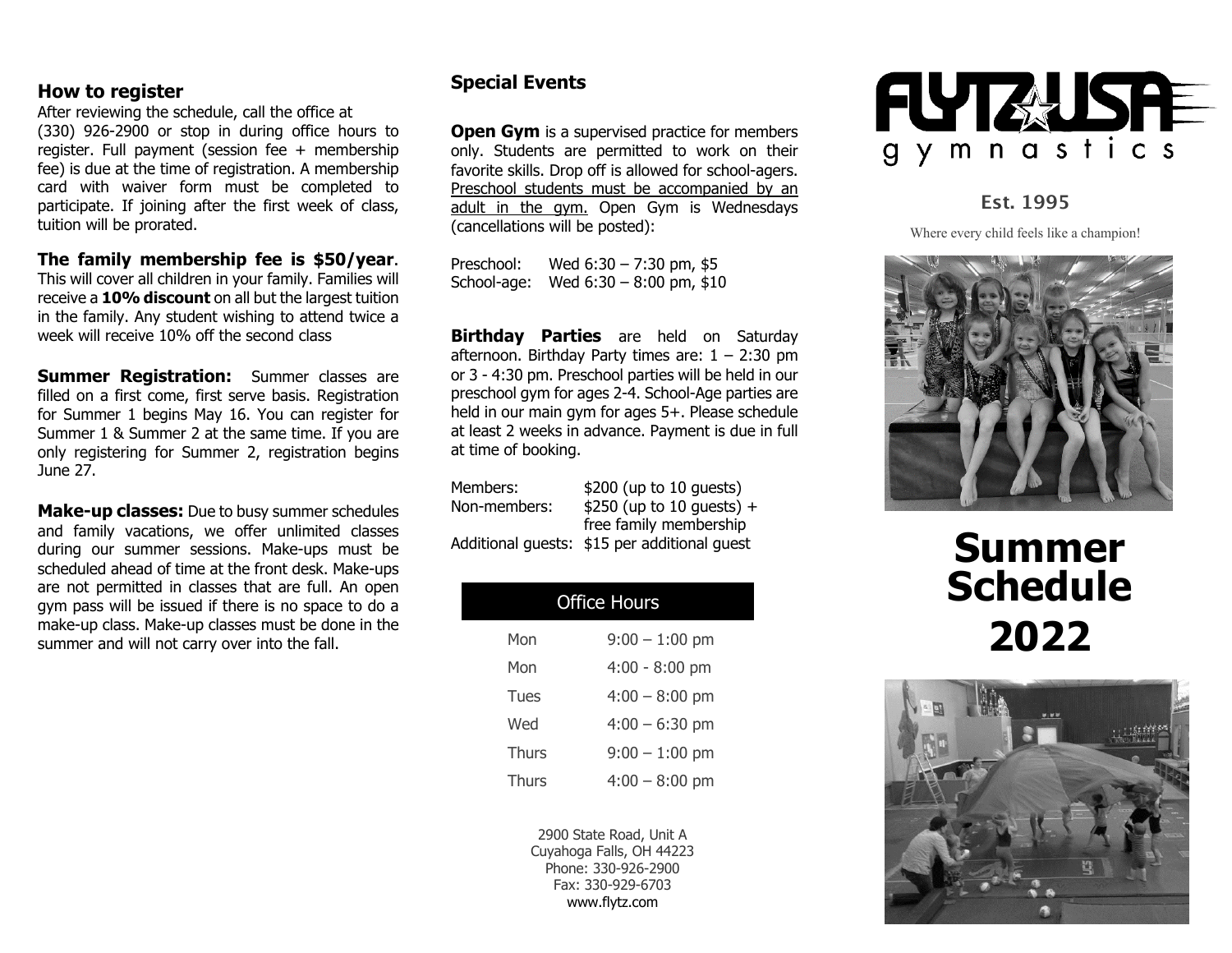## How to register

After reviewing the schedule, call the office at (330) 926-2900 or stop in during office hours to register. Full payment (session fee + membership fee) is due at the time of registration. A membership card with waiver form must be completed to participate. If joining after the first week of class, tuition will be prorated.

**The family membership fee is $50/year**. This will cover all children in your family. Families will receive a **10% discount** on all but the largest tuition in the family. Any student wishing to attend twice a week will receive 10% off the second class

**Summer Registration:** Summer classes are filled on a first come, first serve basis. Registration for Summer 1 begins May 16. You can register for Summer 1 & Summer 2 at the same time. If you are only registering for Summer 2, registration begins June 27.

**Make-up classes:** Due to busy summer schedules and family vacations, we offer unlimited classes during our summer sessions. Make-ups must be scheduled ahead of time at the front desk. Make-ups are not permitted in classes that are full. An open gym pass will be issued if there is no space to do a make-up class. Make-up classes must be done in the summer and will not carry over into the fall.

## Special Events

**Open Gym** is a supervised practice for members only. Students are permitted to work on their favorite skills. Drop off is allowed for school-agers. Preschool students must be accompanied by an adult in the gym. Open Gym is Wednesdays (cancellations will be posted):

Preschool: Wed 6:30 – 7:30 pm, $5
School-age: Wed 6:30 – 8:00 pm, $10

**Birthday Parties** are held on Saturday afternoon. Birthday Party times are: 1 – 2:30 pm or 3 - 4:30 pm. Preschool parties will be held in our preschool gym for ages 2-4. School-Age parties are held in our main gym for ages 5+. Please schedule at least 2 weeks in advance. Payment is due in full at time of booking.

| | |
|---|---|
| Members: | $200 (up to 10 guests) |
| Non-members: | $250 (up to 10 guests) + free family membership |
| Additional guests: | $15 per additional guest |

| Office Hours | |
|---|---|
| Mon | 9:00 – 1:00 pm |
| Mon | 4:00 - 8:00 pm |
| Tues | 4:00 – 8:00 pm |
| Wed | 4:00 – 6:30 pm |
| Thurs | 9:00 – 1:00 pm |
| Thurs | 4:00 – 8:00 pm |

2900 State Road, Unit A
Cuyahoga Falls, OH 44223
Phone: 330-926-2900
Fax: 330-929-6703
www.flytz.com

FLYTZ USA gymnastics

Est. 1995

Where every child feels like a champion!

# Summer Schedule 2022